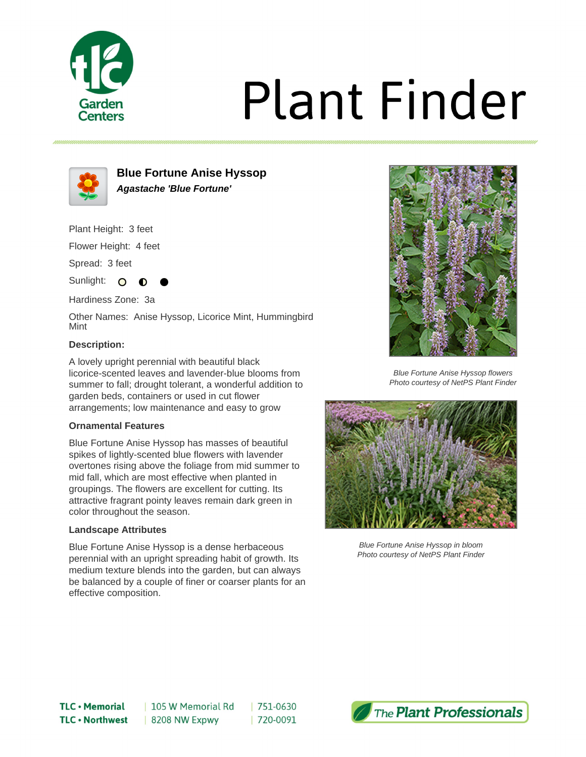# Plant Finder

## Blue Fortune Anise Hyssop

***Agastache 'Blue Fortune'***

Plant Height: 3 feet

Flower Height: 4 feet

Spread: 3 feet

Sunlight: ○ ◐ ●

Hardiness Zone: 3a

Other Names: Anise Hyssop, Licorice Mint, Hummingbird Mint

### Description:

A lovely upright perennial with beautiful black licorice-scented leaves and lavender-blue blooms from summer to fall; drought tolerant, a wonderful addition to garden beds, containers or used in cut flower arrangements; low maintenance and easy to grow

### Ornamental Features

Blue Fortune Anise Hyssop has masses of beautiful spikes of lightly-scented blue flowers with lavender overtones rising above the foliage from mid summer to mid fall, which are most effective when planted in groupings. The flowers are excellent for cutting. Its attractive fragrant pointy leaves remain dark green in color throughout the season.

### Landscape Attributes

Blue Fortune Anise Hyssop is a dense herbaceous perennial with an upright spreading habit of growth. Its medium texture blends into the garden, but can always be balanced by a couple of finer or coarser plants for an effective composition.

*Blue Fortune Anise Hyssop flowers*
*Photo courtesy of NetPS Plant Finder*

*Blue Fortune Anise Hyssop in bloom*
*Photo courtesy of NetPS Plant Finder*

| | | |
|---|---|---|
| **TLC • Memorial** | 105 W Memorial Rd | 751-0630 |
| **TLC • Northwest** | 8208 NW Expwy | 720-0091 |

*The* **Plant Professionals**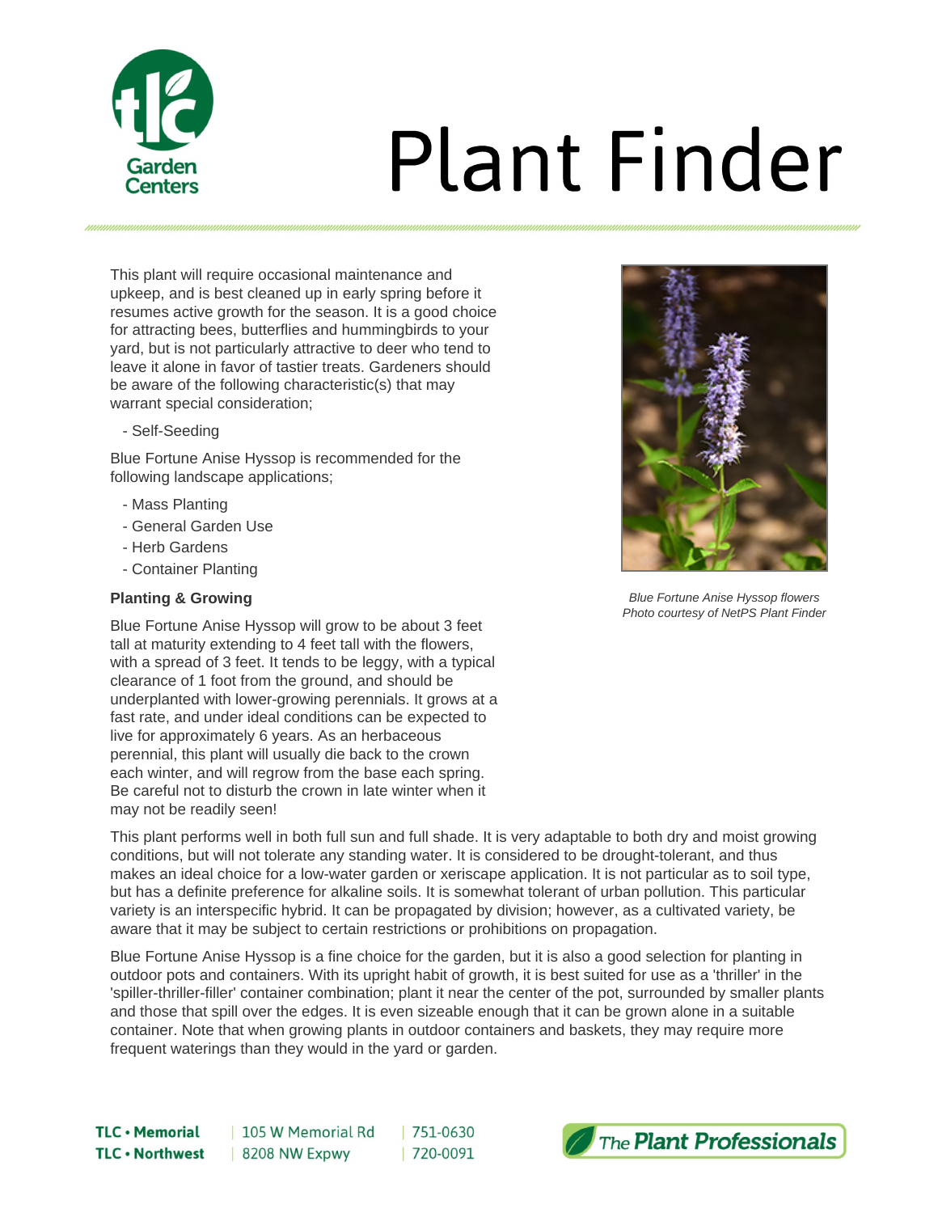# Plant Finder

This plant will require occasional maintenance and upkeep, and is best cleaned up in early spring before it resumes active growth for the season. It is a good choice for attracting bees, butterflies and hummingbirds to your yard, but is not particularly attractive to deer who tend to leave it alone in favor of tastier treats. Gardeners should be aware of the following characteristic(s) that may warrant special consideration;

- Self-Seeding

Blue Fortune Anise Hyssop is recommended for the following landscape applications;

- Mass Planting
- General Garden Use
- Herb Gardens
- Container Planting

*Blue Fortune Anise Hyssop flowers*
*Photo courtesy of NetPS Plant Finder*

**Planting & Growing**

Blue Fortune Anise Hyssop will grow to be about 3 feet tall at maturity extending to 4 feet tall with the flowers, with a spread of 3 feet. It tends to be leggy, with a typical clearance of 1 foot from the ground, and should be underplanted with lower-growing perennials. It grows at a fast rate, and under ideal conditions can be expected to live for approximately 6 years. As an herbaceous perennial, this plant will usually die back to the crown each winter, and will regrow from the base each spring. Be careful not to disturb the crown in late winter when it may not be readily seen!

This plant performs well in both full sun and full shade. It is very adaptable to both dry and moist growing conditions, but will not tolerate any standing water. It is considered to be drought-tolerant, and thus makes an ideal choice for a low-water garden or xeriscape application. It is not particular as to soil type, but has a definite preference for alkaline soils. It is somewhat tolerant of urban pollution. This particular variety is an interspecific hybrid. It can be propagated by division; however, as a cultivated variety, be aware that it may be subject to certain restrictions or prohibitions on propagation.

Blue Fortune Anise Hyssop is a fine choice for the garden, but it is also a good selection for planting in outdoor pots and containers. With its upright habit of growth, it is best suited for use as a 'thriller' in the 'spiller-thriller-filler' container combination; plant it near the center of the pot, surrounded by smaller plants and those that spill over the edges. It is even sizeable enough that it can be grown alone in a suitable container. Note that when growing plants in outdoor containers and baskets, they may require more frequent waterings than they would in the yard or garden.

| | | |
|---|---|---|
| TLC • Memorial | 105 W Memorial Rd | 751-0630 |
| TLC • Northwest | 8208 NW Expwy | 720-0091 |

The Plant Professionals